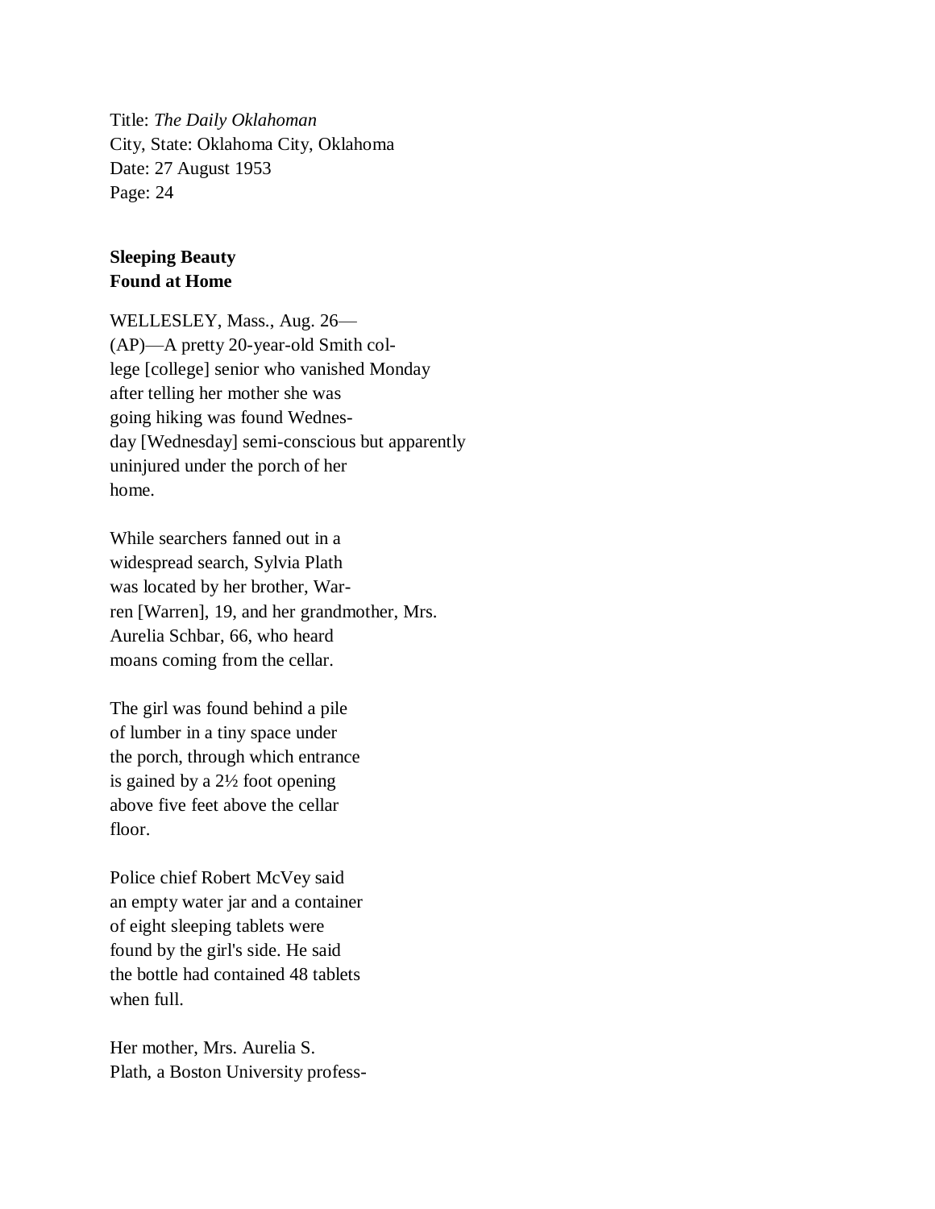Title: *The Daily Oklahoman*
City, State: Oklahoma City, Oklahoma
Date: 27 August 1953
Page: 24

**Sleeping Beauty**
**Found at Home**

WELLESLEY, Mass., Aug. 26—(AP)—A pretty 20-year-old Smith col-lege [college] senior who vanished Monday after telling her mother she was going hiking was found Wednes-day [Wednesday] semi-conscious but apparently uninjured under the porch of her home.

While searchers fanned out in a widespread search, Sylvia Plath was located by her brother, War-ren [Warren], 19, and her grandmother, Mrs. Aurelia Schbar, 66, who heard moans coming from the cellar.

The girl was found behind a pile of lumber in a tiny space under the porch, through which entrance is gained by a 2½ foot opening above five feet above the cellar floor.

Police chief Robert McVey said an empty water jar and a container of eight sleeping tablets were found by the girl's side. He said the bottle had contained 48 tablets when full.

Her mother, Mrs. Aurelia S. Plath, a Boston University profess-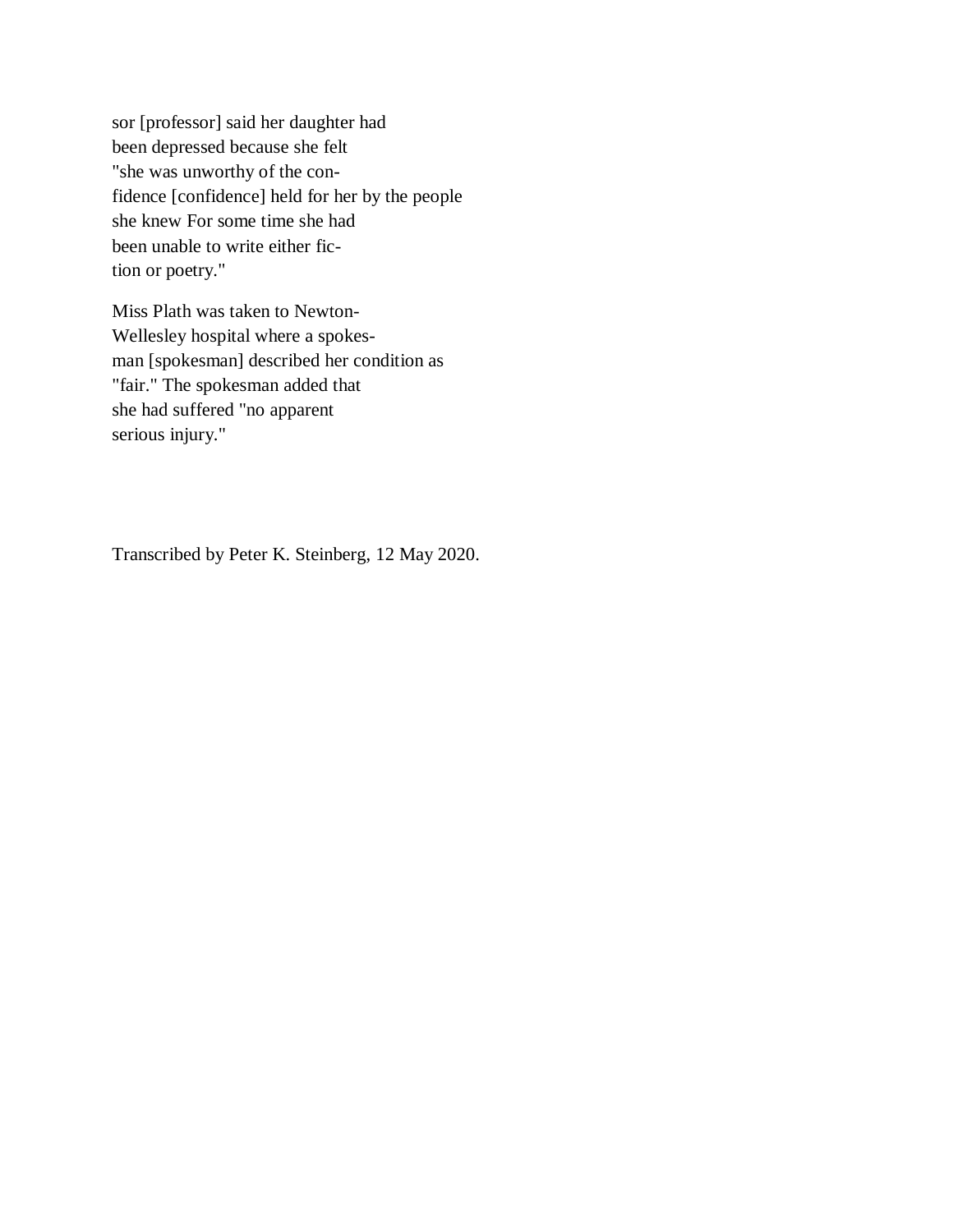sor [professor] said her daughter had
been depressed because she felt
"she was unworthy of the con-
fidence [confidence] held for her by the people
she knew For some time she had
been unable to write either fic-
tion or poetry."

Miss Plath was taken to Newton-
Wellesley hospital where a spokes-
man [spokesman] described her condition as
"fair." The spokesman added that
she had suffered "no apparent
serious injury."

Transcribed by Peter K. Steinberg, 12 May 2020.